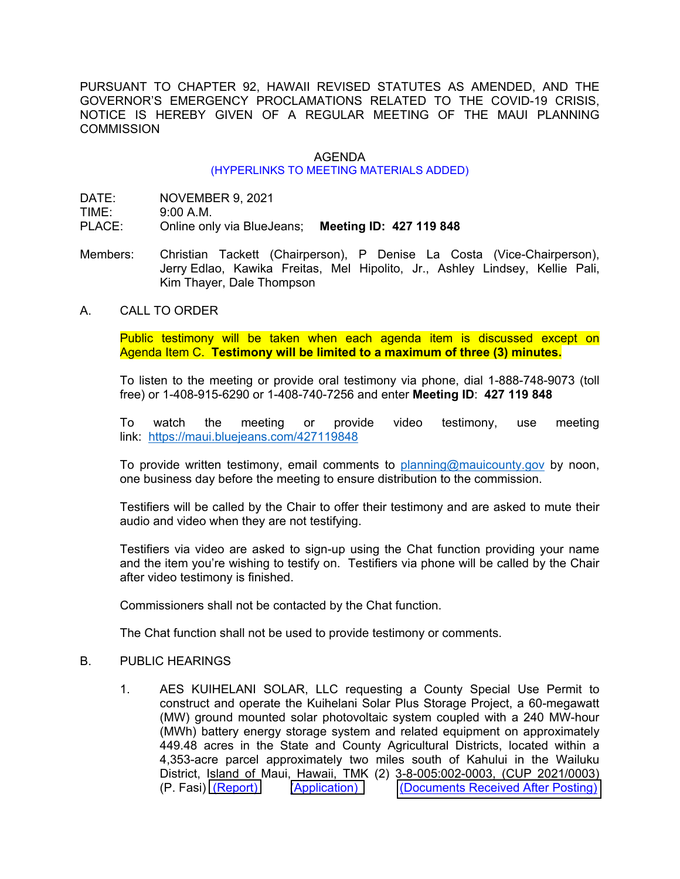PURSUANT TO CHAPTER 92, HAWAII REVISED STATUTES AS AMENDED, AND THE GOVERNOR'S EMERGENCY PROCLAMATIONS RELATED TO THE COVID-19 CRISIS, NOTICE IS HEREBY GIVEN OF A REGULAR MEETING OF THE MAUI PLANNING COMMISSION

AGENDA
(HYPERLINKS TO MEETING MATERIALS ADDED)

DATE: NOVEMBER 9, 2021
TIME: 9:00 A.M.
PLACE: Online only via BlueJeans; **Meeting ID: 427 119 848**

Members: Christian Tackett (Chairperson), P Denise La Costa (Vice-Chairperson), Jerry Edlao, Kawika Freitas, Mel Hipolito, Jr., Ashley Lindsey, Kellie Pali, Kim Thayer, Dale Thompson

A. CALL TO ORDER

Public testimony will be taken when each agenda item is discussed except on Agenda Item C. **Testimony will be limited to a maximum of three (3) minutes.**

To listen to the meeting or provide oral testimony via phone, dial 1-888-748-9073 (toll free) or 1-408-915-6290 or 1-408-740-7256 and enter **Meeting ID**: **427 119 848**

To watch the meeting or provide video testimony, use meeting link: https://maui.bluejeans.com/427119848

To provide written testimony, email comments to planning@mauicounty.gov by noon, one business day before the meeting to ensure distribution to the commission.

Testifiers will be called by the Chair to offer their testimony and are asked to mute their audio and video when they are not testifying.

Testifiers via video are asked to sign-up using the Chat function providing your name and the item you're wishing to testify on. Testifiers via phone will be called by the Chair after video testimony is finished.

Commissioners shall not be contacted by the Chat function.

The Chat function shall not be used to provide testimony or comments.

B. PUBLIC HEARINGS

1. AES KUIHELANI SOLAR, LLC requesting a County Special Use Permit to construct and operate the Kuihelani Solar Plus Storage Project, a 60-megawatt (MW) ground mounted solar photovoltaic system coupled with a 240 MW-hour (MWh) battery energy storage system and related equipment on approximately 449.48 acres in the State and County Agricultural Districts, located within a 4,353-acre parcel approximately two miles south of Kahului in the Wailuku District, Island of Maui, Hawaii, TMK (2) 3-8-005:002-0003, (CUP 2021/0003) (P. Fasi) (Report) (Application) (Documents Received After Posting)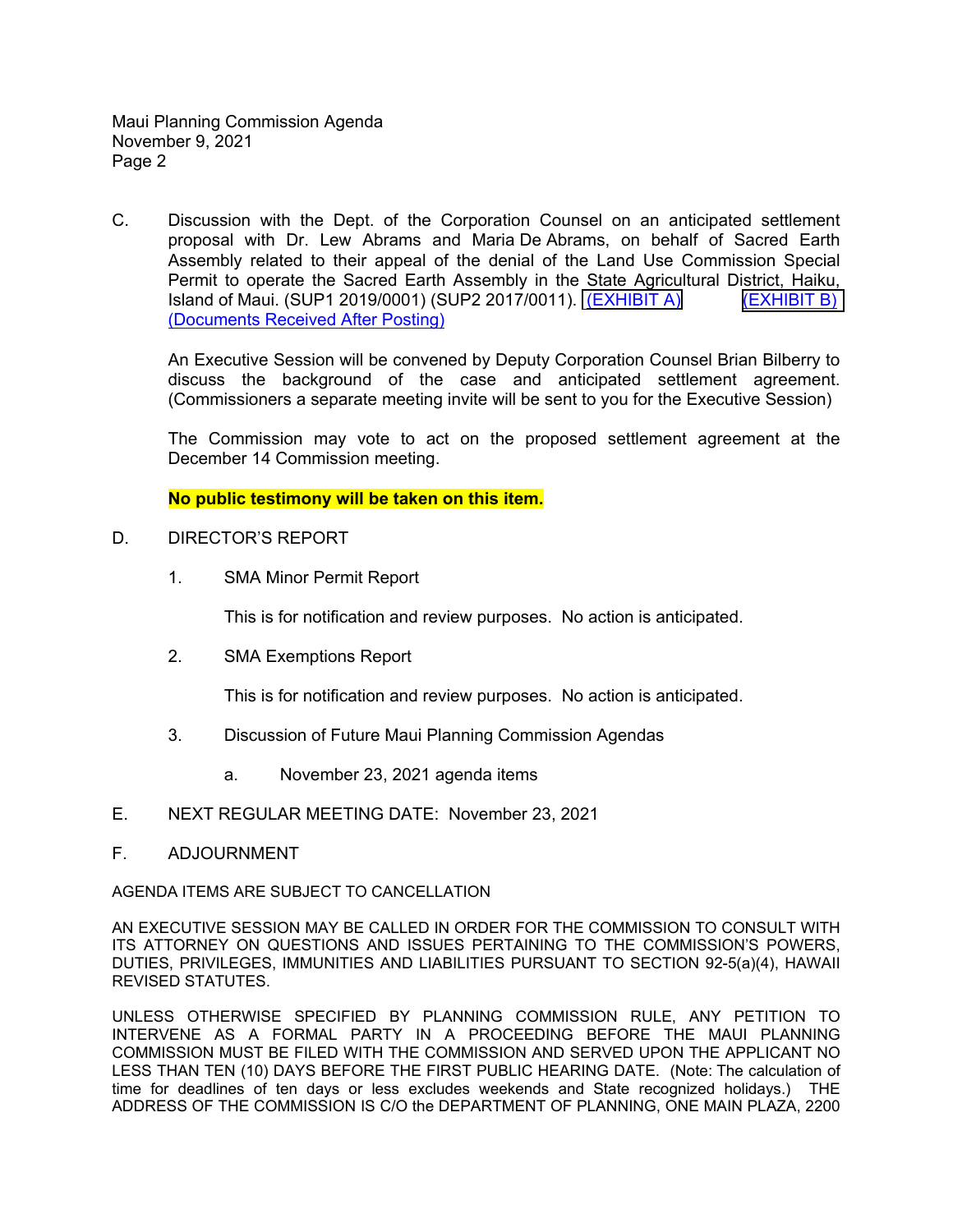C. Discussion with the Dept. of the Corporation Counsel on an anticipated settlement proposal with Dr. Lew Abrams and Maria De Abrams, on behalf of Sacred Earth Assembly related to their appeal of the denial of the Land Use Commission Special Permit to operate the Sacred Earth Assembly in the State Agricultural District, Haiku, Island of Maui. (SUP1 2019/0001) (SUP2 2017/0011). (EXHIBIT A) (EXHIBIT B) (Documents Received After Posting)

   An Executive Session will be convened by Deputy Corporation Counsel Brian Bilberry to discuss the background of the case and anticipated settlement agreement. (Commissioners a separate meeting invite will be sent to you for the Executive Session)

   The Commission may vote to act on the proposed settlement agreement at the December 14 Commission meeting.

   **No public testimony will be taken on this item.**

D. DIRECTOR'S REPORT

   1. SMA Minor Permit Report

      This is for notification and review purposes. No action is anticipated.

   2. SMA Exemptions Report

      This is for notification and review purposes. No action is anticipated.

   3. Discussion of Future Maui Planning Commission Agendas

      a. November 23, 2021 agenda items

E. NEXT REGULAR MEETING DATE: November 23, 2021

F. ADJOURNMENT

AGENDA ITEMS ARE SUBJECT TO CANCELLATION

AN EXECUTIVE SESSION MAY BE CALLED IN ORDER FOR THE COMMISSION TO CONSULT WITH ITS ATTORNEY ON QUESTIONS AND ISSUES PERTAINING TO THE COMMISSION'S POWERS, DUTIES, PRIVILEGES, IMMUNITIES AND LIABILITIES PURSUANT TO SECTION 92-5(a)(4), HAWAII REVISED STATUTES.

UNLESS OTHERWISE SPECIFIED BY PLANNING COMMISSION RULE, ANY PETITION TO INTERVENE AS A FORMAL PARTY IN A PROCEEDING BEFORE THE MAUI PLANNING COMMISSION MUST BE FILED WITH THE COMMISSION AND SERVED UPON THE APPLICANT NO LESS THAN TEN (10) DAYS BEFORE THE FIRST PUBLIC HEARING DATE. (Note: The calculation of time for deadlines of ten days or less excludes weekends and State recognized holidays.) THE ADDRESS OF THE COMMISSION IS C/O the DEPARTMENT OF PLANNING, ONE MAIN PLAZA, 2200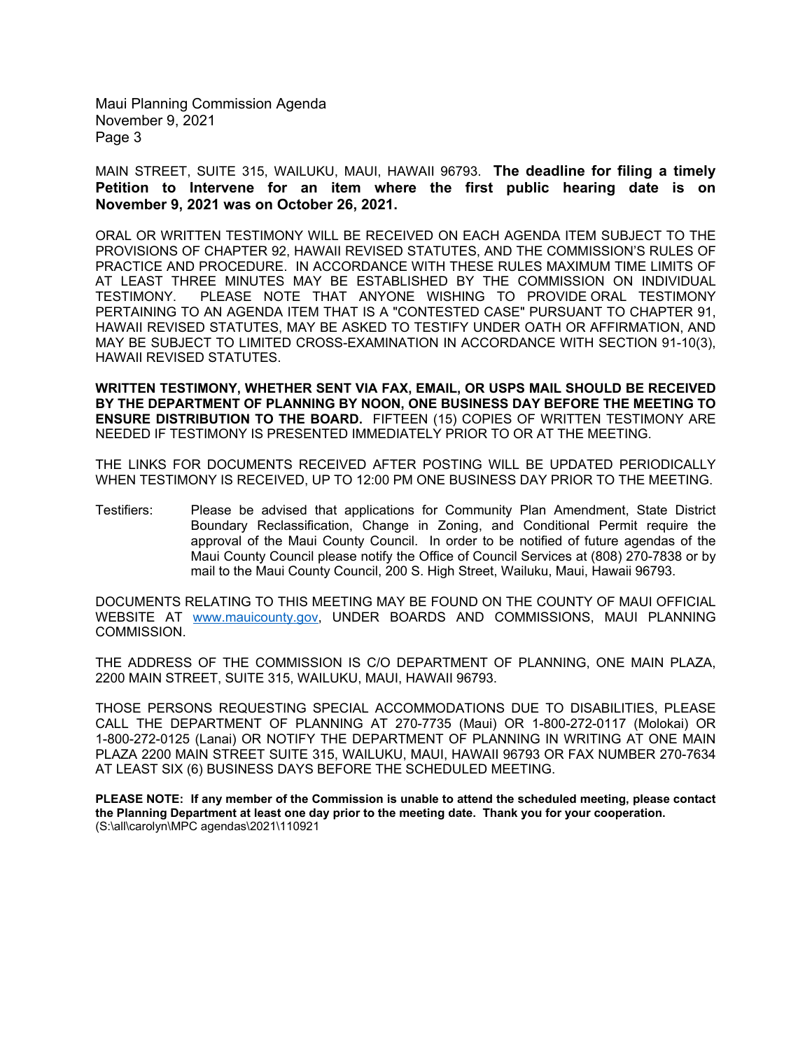MAIN STREET, SUITE 315, WAILUKU, MAUI, HAWAII 96793. **The deadline for filing a timely Petition to Intervene for an item where the first public hearing date is on November 9, 2021 was on October 26, 2021.**

ORAL OR WRITTEN TESTIMONY WILL BE RECEIVED ON EACH AGENDA ITEM SUBJECT TO THE PROVISIONS OF CHAPTER 92, HAWAII REVISED STATUTES, AND THE COMMISSION'S RULES OF PRACTICE AND PROCEDURE. IN ACCORDANCE WITH THESE RULES MAXIMUM TIME LIMITS OF AT LEAST THREE MINUTES MAY BE ESTABLISHED BY THE COMMISSION ON INDIVIDUAL TESTIMONY. PLEASE NOTE THAT ANYONE WISHING TO PROVIDE ORAL TESTIMONY PERTAINING TO AN AGENDA ITEM THAT IS A "CONTESTED CASE" PURSUANT TO CHAPTER 91, HAWAII REVISED STATUTES, MAY BE ASKED TO TESTIFY UNDER OATH OR AFFIRMATION, AND MAY BE SUBJECT TO LIMITED CROSS-EXAMINATION IN ACCORDANCE WITH SECTION 91-10(3), HAWAII REVISED STATUTES.

**WRITTEN TESTIMONY, WHETHER SENT VIA FAX, EMAIL, OR USPS MAIL SHOULD BE RECEIVED BY THE DEPARTMENT OF PLANNING BY NOON, ONE BUSINESS DAY BEFORE THE MEETING TO ENSURE DISTRIBUTION TO THE BOARD.** FIFTEEN (15) COPIES OF WRITTEN TESTIMONY ARE NEEDED IF TESTIMONY IS PRESENTED IMMEDIATELY PRIOR TO OR AT THE MEETING.

THE LINKS FOR DOCUMENTS RECEIVED AFTER POSTING WILL BE UPDATED PERIODICALLY WHEN TESTIMONY IS RECEIVED, UP TO 12:00 PM ONE BUSINESS DAY PRIOR TO THE MEETING.

Testifiers: Please be advised that applications for Community Plan Amendment, State District Boundary Reclassification, Change in Zoning, and Conditional Permit require the approval of the Maui County Council. In order to be notified of future agendas of the Maui County Council please notify the Office of Council Services at (808) 270-7838 or by mail to the Maui County Council, 200 S. High Street, Wailuku, Maui, Hawaii 96793.

DOCUMENTS RELATING TO THIS MEETING MAY BE FOUND ON THE COUNTY OF MAUI OFFICIAL WEBSITE AT www.mauicounty.gov, UNDER BOARDS AND COMMISSIONS, MAUI PLANNING COMMISSION.

THE ADDRESS OF THE COMMISSION IS C/O DEPARTMENT OF PLANNING, ONE MAIN PLAZA, 2200 MAIN STREET, SUITE 315, WAILUKU, MAUI, HAWAII 96793.

THOSE PERSONS REQUESTING SPECIAL ACCOMMODATIONS DUE TO DISABILITIES, PLEASE CALL THE DEPARTMENT OF PLANNING AT 270-7735 (Maui) OR 1-800-272-0117 (Molokai) OR 1-800-272-0125 (Lanai) OR NOTIFY THE DEPARTMENT OF PLANNING IN WRITING AT ONE MAIN PLAZA 2200 MAIN STREET SUITE 315, WAILUKU, MAUI, HAWAII 96793 OR FAX NUMBER 270-7634 AT LEAST SIX (6) BUSINESS DAYS BEFORE THE SCHEDULED MEETING.

**PLEASE NOTE: If any member of the Commission is unable to attend the scheduled meeting, please contact the Planning Department at least one day prior to the meeting date. Thank you for your cooperation.**
(S:\all\carolyn\MPC agendas\2021\110921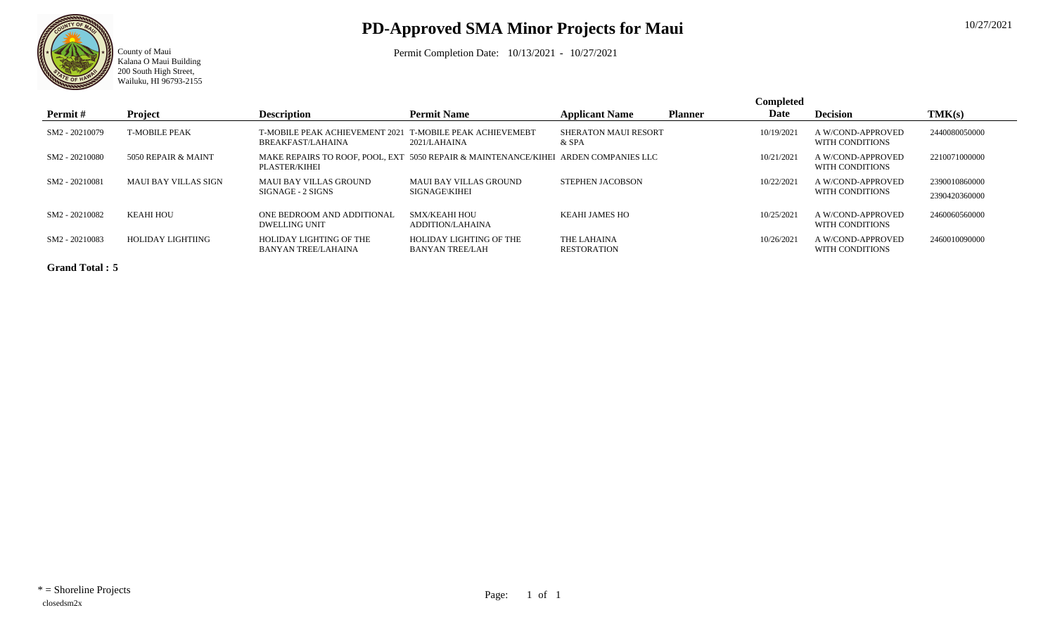# PD-Approved SMA Minor Projects for Maui

County of Maui
Kalana O Maui Building
200 South High Street,
Wailuku, HI 96793-2155

Permit Completion Date: 10/13/2021 - 10/27/2021

10/27/2021

| Permit # | Project | Description | Permit Name | Applicant Name | Planner | Completed Date | Decision | TMK(s) |
|---|---|---|---|---|---|---|---|---|
| SM2 - 20210079 | T-MOBILE PEAK | T-MOBILE PEAK ACHIEVEMENT 2021 BREAKFAST/LAHAINA | T-MOBILE PEAK ACHIEVEMEBT 2021/LAHAINA | SHERATON MAUI RESORT & SPA | | 10/19/2021 | A W/COND-APPROVED WITH CONDITIONS | 2440080050000 |
| SM2 - 20210080 | 5050 REPAIR & MAINT | MAKE REPAIRS TO ROOF, POOL, EXT PLASTER/KIHEI | 5050 REPAIR & MAINTENANCE/KIHEI | ARDEN COMPANIES LLC | | 10/21/2021 | A W/COND-APPROVED WITH CONDITIONS | 2210071000000 |
| SM2 - 20210081 | MAUI BAY VILLAS SIGN | MAUI BAY VILLAS GROUND SIGNAGE - 2 SIGNS | MAUI BAY VILLAS GROUND SIGNAGE\KIHEI | STEPHEN JACOBSON | | 10/22/2021 | A W/COND-APPROVED WITH CONDITIONS | 2390010860000<br>2390420360000 |
| SM2 - 20210082 | KEAHI HOU | ONE BEDROOM AND ADDITIONAL DWELLING UNIT | SMX/KEAHI HOU ADDITION/LAHAINA | KEAHI JAMES HO | | 10/25/2021 | A W/COND-APPROVED WITH CONDITIONS | 2460060560000 |
| SM2 - 20210083 | HOLIDAY LIGHTIING | HOLIDAY LIGHTING OF THE BANYAN TREE/LAHAINA | HOLIDAY LIGHTING OF THE BANYAN TREE/LAH | THE LAHAINA RESTORATION | | 10/26/2021 | A W/COND-APPROVED WITH CONDITIONS | 2460010090000 |

**Grand Total : 5**

* = Shoreline Projects

closedsm2x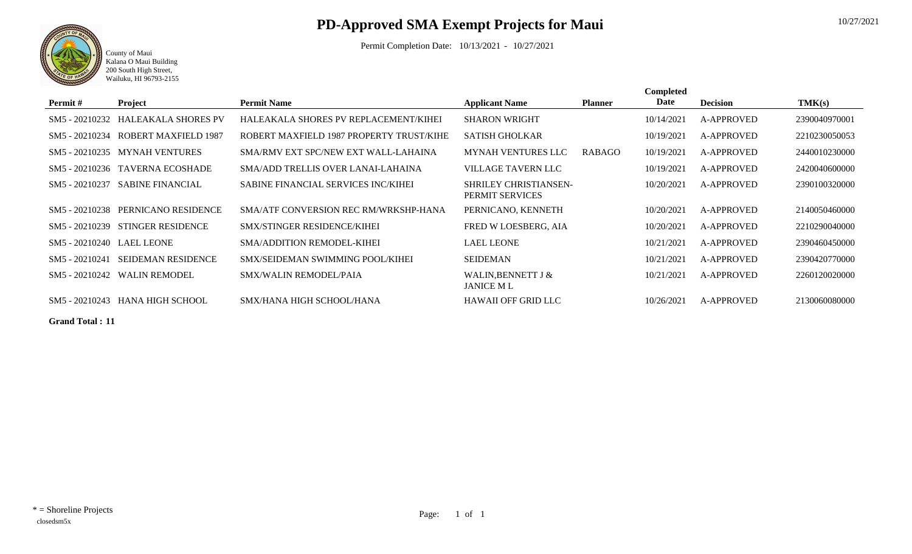# PD-Approved SMA Exempt Projects for Maui

Permit Completion Date: 10/13/2021 - 10/27/2021

County of Maui
Kalana O Maui Building
200 South High Street,
Wailuku, HI 96793-2155

| Permit # | Project | Permit Name | Applicant Name | Planner | Completed Date | Decision | TMK(s) |
|---|---|---|---|---|---|---|---|
| SM5 - 20210232 | HALEAKALA SHORES PV | HALEAKALA SHORES PV REPLACEMENT/KIHEI | SHARON WRIGHT | | 10/14/2021 | A-APPROVED | 2390040970001 |
| SM5 - 20210234 | ROBERT MAXFIELD 1987 | ROBERT MAXFIELD 1987 PROPERTY TRUST/KIHE | SATISH GHOLKAR | | 10/19/2021 | A-APPROVED | 2210230050053 |
| SM5 - 20210235 | MYNAH VENTURES | SMA/RMV EXT SPC/NEW EXT WALL-LAHAINA | MYNAH VENTURES LLC | RABAGO | 10/19/2021 | A-APPROVED | 2440010230000 |
| SM5 - 20210236 | TAVERNA ECOSHADE | SMA/ADD TRELLIS OVER LANAI-LAHAINA | VILLAGE TAVERN LLC | | 10/19/2021 | A-APPROVED | 2420040600000 |
| SM5 - 20210237 | SABINE FINANCIAL | SABINE FINANCIAL SERVICES INC/KIHEI | SHRILEY CHRISTIANSEN-PERMIT SERVICES | | 10/20/2021 | A-APPROVED | 2390100320000 |
| SM5 - 20210238 | PERNICANO RESIDENCE | SMA/ATF CONVERSION REC RM/WRKSHP-HANA | PERNICANO, KENNETH | | 10/20/2021 | A-APPROVED | 2140050460000 |
| SM5 - 20210239 | STINGER RESIDENCE | SMX/STINGER RESIDENCE/KIHEI | FRED W LOESBERG, AIA | | 10/20/2021 | A-APPROVED | 2210290040000 |
| SM5 - 20210240 | LAEL LEONE | SMA/ADDITION REMODEL-KIHEI | LAEL LEONE | | 10/21/2021 | A-APPROVED | 2390460450000 |
| SM5 - 20210241 | SEIDEMAN RESIDENCE | SMX/SEIDEMAN SWIMMING POOL/KIHEI | SEIDEMAN | | 10/21/2021 | A-APPROVED | 2390420770000 |
| SM5 - 20210242 | WALIN REMODEL | SMX/WALIN REMODEL/PAIA | WALIN,BENNETT J & JANICE M L | | 10/21/2021 | A-APPROVED | 2260120020000 |
| SM5 - 20210243 | HANA HIGH SCHOOL | SMX/HANA HIGH SCHOOL/HANA | HAWAII OFF GRID LLC | | 10/26/2021 | A-APPROVED | 2130060080000 |

**Grand Total : 11**

* = Shoreline Projects
closedsm5x